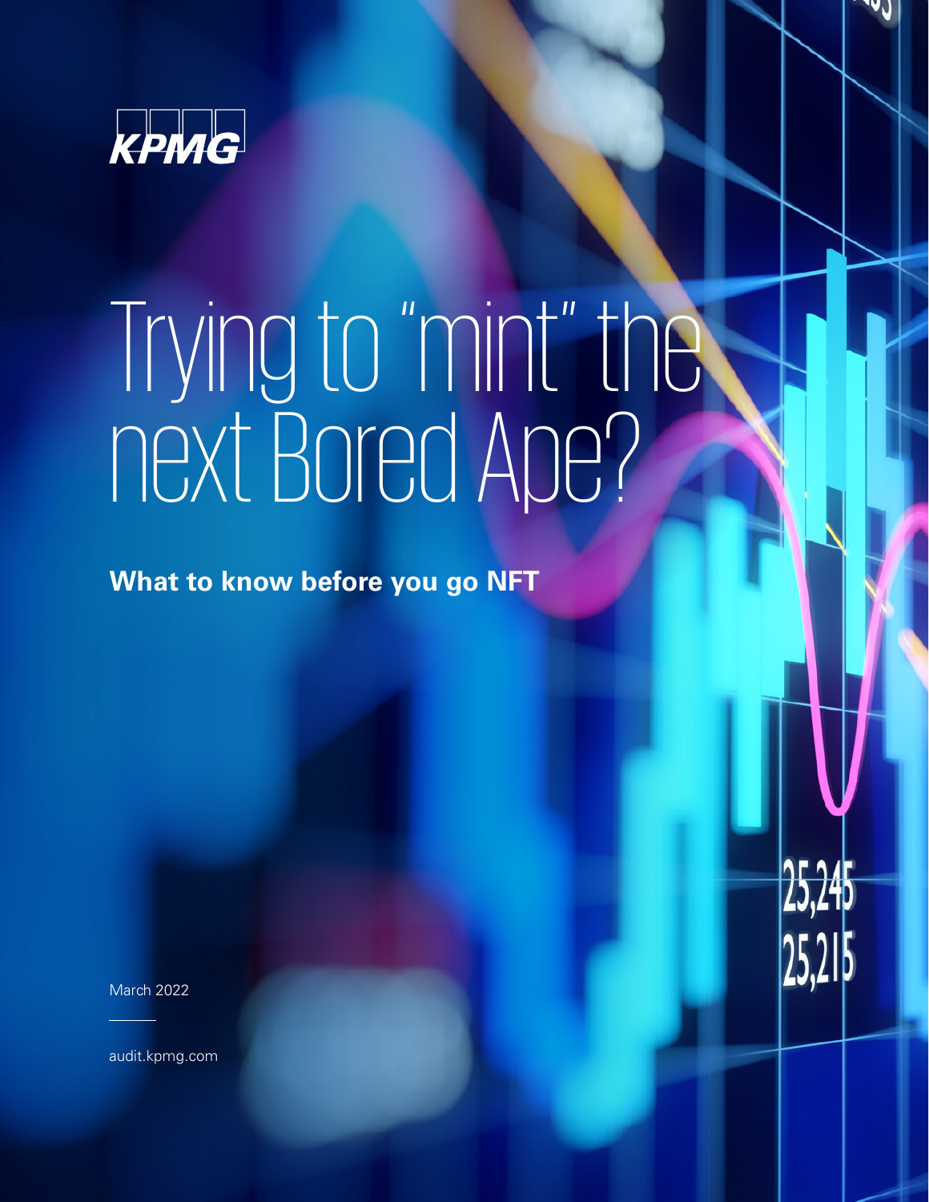KPMG

# Trying to "mint" the next Bored Ape?

**What to know before you go NFT**

March 2022

audit.kpmg.com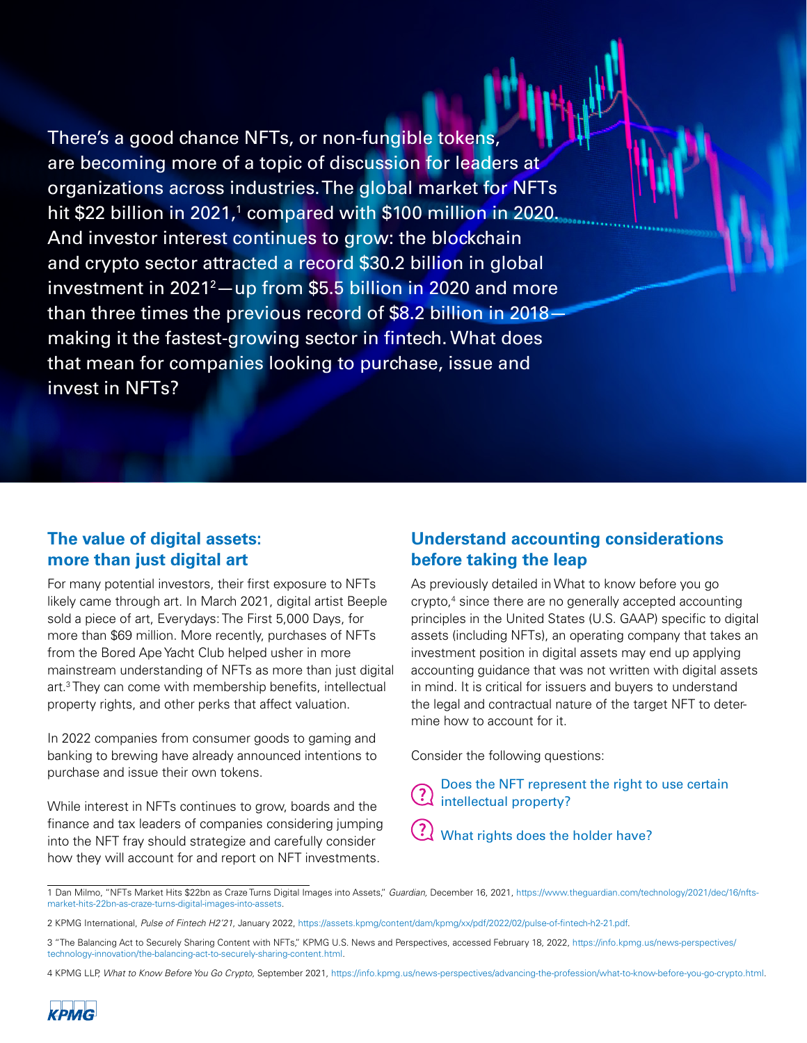There's a good chance NFTs, or non-fungible tokens, are becoming more of a topic of discussion for leaders at organizations across industries. The global market for NFTs hit $22 billion in 2021,[1] compared with $100 million in 2020. And investor interest continues to grow: the blockchain and crypto sector attracted a record $30.2 billion in global investment in 2021[2]—up from $5.5 billion in 2020 and more than three times the previous record of $8.2 billion in 2018—making it the fastest-growing sector in fintech. What does that mean for companies looking to purchase, issue and invest in NFTs?

## The value of digital assets: more than just digital art

For many potential investors, their first exposure to NFTs likely came through art. In March 2021, digital artist Beeple sold a piece of art, Everydays: The First 5,000 Days, for more than $69 million. More recently, purchases of NFTs from the Bored Ape Yacht Club helped usher in more mainstream understanding of NFTs as more than just digital art.[3] They can come with membership benefits, intellectual property rights, and other perks that affect valuation.

In 2022 companies from consumer goods to gaming and banking to brewing have already announced intentions to purchase and issue their own tokens.

While interest in NFTs continues to grow, boards and the finance and tax leaders of companies considering jumping into the NFT fray should strategize and carefully consider how they will account for and report on NFT investments.

## Understand accounting considerations before taking the leap

As previously detailed in What to know before you go crypto,[4] since there are no generally accepted accounting principles in the United States (U.S. GAAP) specific to digital assets (including NFTs), an operating company that takes an investment position in digital assets may end up applying accounting guidance that was not written with digital assets in mind. It is critical for issuers and buyers to understand the legal and contractual nature of the target NFT to determine how to account for it.

Consider the following questions:

- Does the NFT represent the right to use certain intellectual property?
- What rights does the holder have?

---

1 Dan Milmo, "NFTs Market Hits $22bn as Craze Turns Digital Images into Assets," *Guardian*, December 16, 2021, https://www.theguardian.com/technology/2021/dec/16/nfts-market-hits-22bn-as-craze-turns-digital-images-into-assets.

2 KPMG International, *Pulse of Fintech H2'21*, January 2022, https://assets.kpmg/content/dam/kpmg/xx/pdf/2022/02/pulse-of-fintech-h2-21.pdf.

3 "The Balancing Act to Securely Sharing Content with NFTs," KPMG U.S. News and Perspectives, accessed February 18, 2022, https://info.kpmg.us/news-perspectives/technology-innovation/the-balancing-act-to-securely-sharing-content.html.

4 KPMG LLP, *What to Know Before You Go Crypto*, September 2021, https://info.kpmg.us/news-perspectives/advancing-the-profession/what-to-know-before-you-go-crypto.html.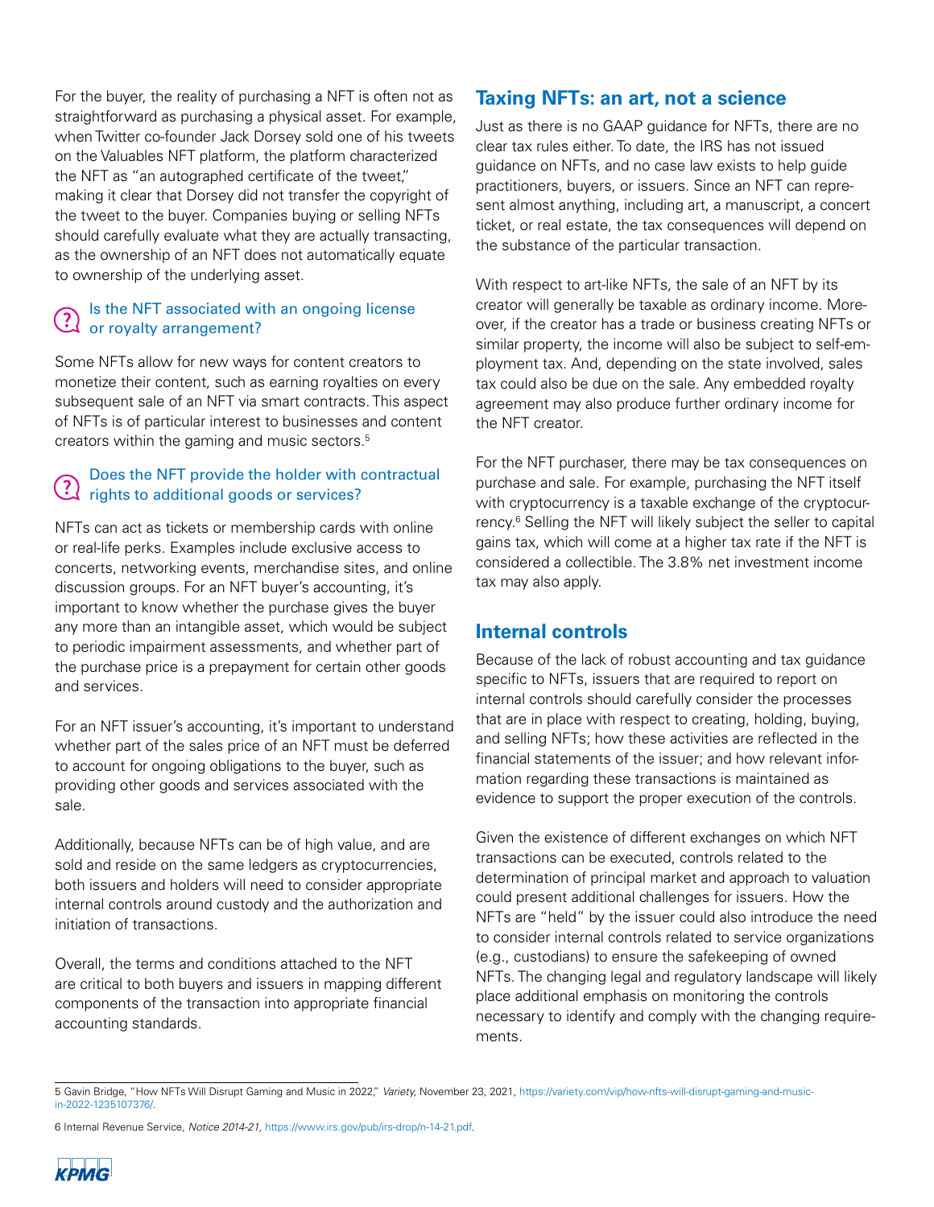For the buyer, the reality of purchasing a NFT is often not as straightforward as purchasing a physical asset. For example, when Twitter co-founder Jack Dorsey sold one of his tweets on the Valuables NFT platform, the platform characterized the NFT as "an autographed certificate of the tweet," making it clear that Dorsey did not transfer the copyright of the tweet to the buyer. Companies buying or selling NFTs should carefully evaluate what they are actually transacting, as the ownership of an NFT does not automatically equate to ownership of the underlying asset.

### Is the NFT associated with an ongoing license or royalty arrangement?

Some NFTs allow for new ways for content creators to monetize their content, such as earning royalties on every subsequent sale of an NFT via smart contracts. This aspect of NFTs is of particular interest to businesses and content creators within the gaming and music sectors.[5]

### Does the NFT provide the holder with contractual rights to additional goods or services?

NFTs can act as tickets or membership cards with online or real-life perks. Examples include exclusive access to concerts, networking events, merchandise sites, and online discussion groups. For an NFT buyer's accounting, it's important to know whether the purchase gives the buyer any more than an intangible asset, which would be subject to periodic impairment assessments, and whether part of the purchase price is a prepayment for certain other goods and services.

For an NFT issuer's accounting, it's important to understand whether part of the sales price of an NFT must be deferred to account for ongoing obligations to the buyer, such as providing other goods and services associated with the sale.

Additionally, because NFTs can be of high value, and are sold and reside on the same ledgers as cryptocurrencies, both issuers and holders will need to consider appropriate internal controls around custody and the authorization and initiation of transactions.

Overall, the terms and conditions attached to the NFT are critical to both buyers and issuers in mapping different components of the transaction into appropriate financial accounting standards.

## Taxing NFTs: an art, not a science

Just as there is no GAAP guidance for NFTs, there are no clear tax rules either. To date, the IRS has not issued guidance on NFTs, and no case law exists to help guide practitioners, buyers, or issuers. Since an NFT can represent almost anything, including art, a manuscript, a concert ticket, or real estate, the tax consequences will depend on the substance of the particular transaction.

With respect to art-like NFTs, the sale of an NFT by its creator will generally be taxable as ordinary income. Moreover, if the creator has a trade or business creating NFTs or similar property, the income will also be subject to self-employment tax. And, depending on the state involved, sales tax could also be due on the sale. Any embedded royalty agreement may also produce further ordinary income for the NFT creator.

For the NFT purchaser, there may be tax consequences on purchase and sale. For example, purchasing the NFT itself with cryptocurrency is a taxable exchange of the cryptocurrency.[6] Selling the NFT will likely subject the seller to capital gains tax, which will come at a higher tax rate if the NFT is considered a collectible. The 3.8% net investment income tax may also apply.

## Internal controls

Because of the lack of robust accounting and tax guidance specific to NFTs, issuers that are required to report on internal controls should carefully consider the processes that are in place with respect to creating, holding, buying, and selling NFTs; how these activities are reflected in the financial statements of the issuer; and how relevant information regarding these transactions is maintained as evidence to support the proper execution of the controls.

Given the existence of different exchanges on which NFT transactions can be executed, controls related to the determination of principal market and approach to valuation could present additional challenges for issuers. How the NFTs are "held" by the issuer could also introduce the need to consider internal controls related to service organizations (e.g., custodians) to ensure the safekeeping of owned NFTs. The changing legal and regulatory landscape will likely place additional emphasis on monitoring the controls necessary to identify and comply with the changing requirements.

---

5 Gavin Bridge, "How NFTs Will Disrupt Gaming and Music in 2022," *Variety*, November 23, 2021, https://variety.com/vip/how-nfts-will-disrupt-gaming-and-music-in-2022-1235107376/.

6 Internal Revenue Service, *Notice 2014-21*, https://www.irs.gov/pub/irs-drop/n-14-21.pdf.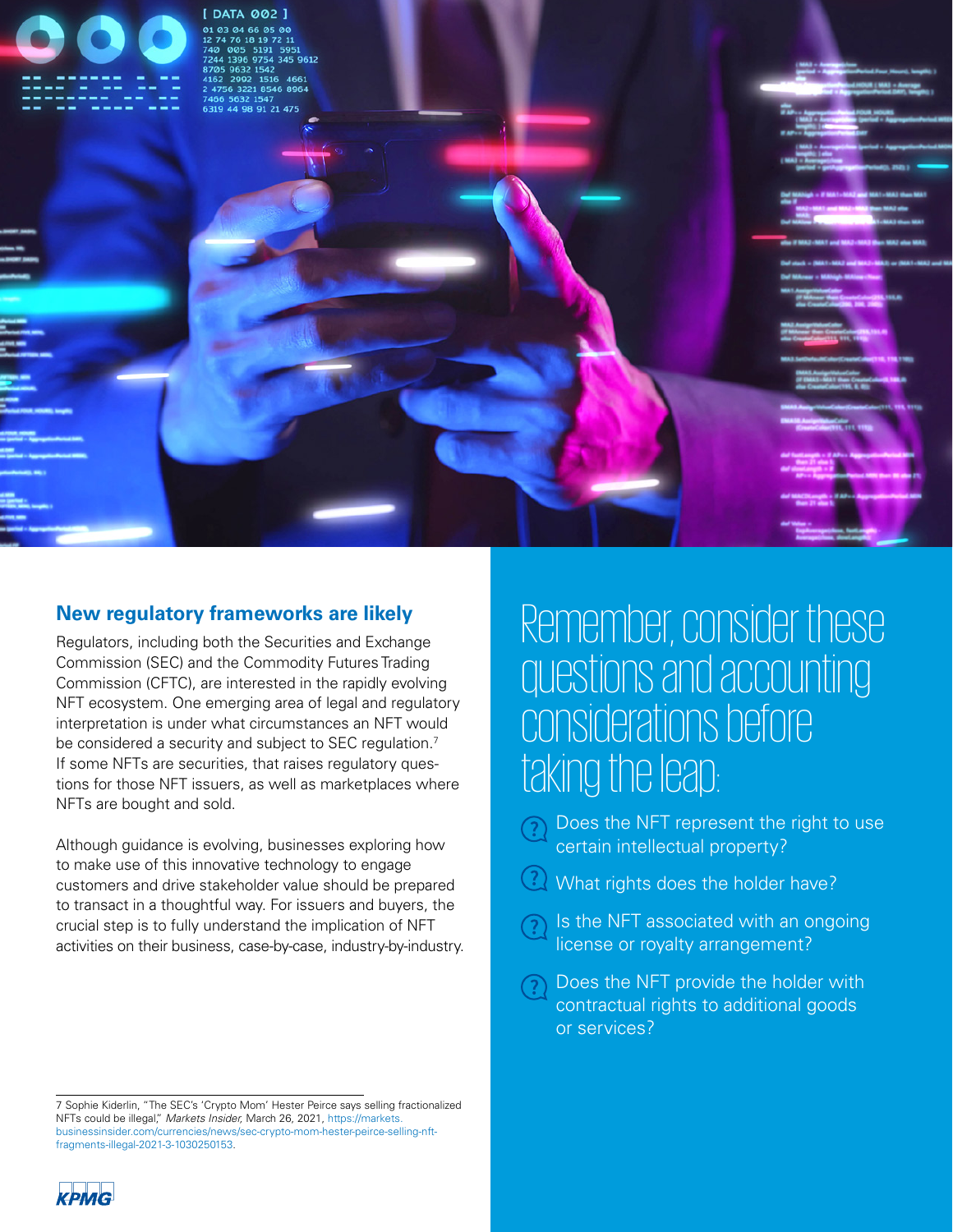## New regulatory frameworks are likely

Regulators, including both the Securities and Exchange Commission (SEC) and the Commodity Futures Trading Commission (CFTC), are interested in the rapidly evolving NFT ecosystem. One emerging area of legal and regulatory interpretation is under what circumstances an NFT would be considered a security and subject to SEC regulation.[7] If some NFTs are securities, that raises regulatory questions for those NFT issuers, as well as marketplaces where NFTs are bought and sold.

Although guidance is evolving, businesses exploring how to make use of this innovative technology to engage customers and drive stakeholder value should be prepared to transact in a thoughtful way. For issuers and buyers, the crucial step is to fully understand the implication of NFT activities on their business, case-by-case, industry-by-industry.

## Remember, consider these questions and accounting considerations before taking the leap:

- Does the NFT represent the right to use certain intellectual property?
- What rights does the holder have?
- Is the NFT associated with an ongoing license or royalty arrangement?
- Does the NFT provide the holder with contractual rights to additional goods or services?

---

7 Sophie Kiderlin, "The SEC's 'Crypto Mom' Hester Peirce says selling fractionalized NFTs could be illegal," *Markets Insider,* March 26, 2021, https://markets.businessinsider.com/currencies/news/sec-crypto-mom-hester-peirce-selling-nft-fragments-illegal-2021-3-1030250153.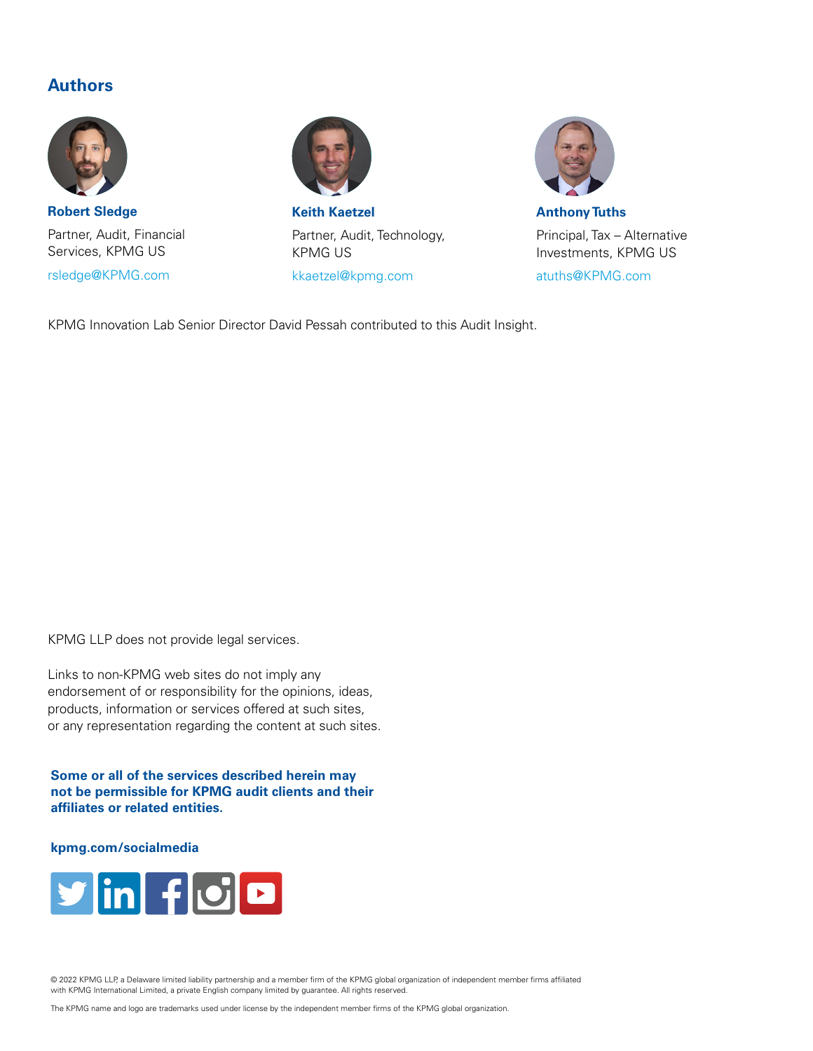## Authors

**Robert Sledge**

Partner, Audit, Financial Services, KPMG US

rsledge@KPMG.com

**Keith Kaetzel**

Partner, Audit, Technology, KPMG US

kkaetzel@kpmg.com

**Anthony Tuths**

Principal, Tax – Alternative Investments, KPMG US

atuths@KPMG.com

KPMG Innovation Lab Senior Director David Pessah contributed to this Audit Insight.

KPMG LLP does not provide legal services.

Links to non-KPMG web sites do not imply any endorsement of or responsibility for the opinions, ideas, products, information or services offered at such sites, or any representation regarding the content at such sites.

**Some or all of the services described herein may not be permissible for KPMG audit clients and their affiliates or related entities.**

**kpmg.com/socialmedia**

© 2022 KPMG LLP, a Delaware limited liability partnership and a member firm of the KPMG global organization of independent member firms affiliated with KPMG International Limited, a private English company limited by guarantee. All rights reserved.

The KPMG name and logo are trademarks used under license by the independent member firms of the KPMG global organization.